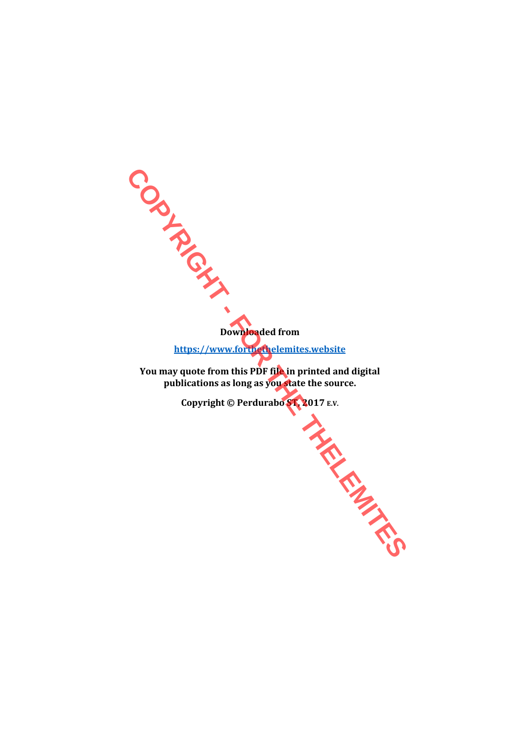**Downloaded from**

**[https://www.forthethelemites.website](https://www.forthethelemites.website)**

**You may quote from this PDF file in printed and digital publications as long as you state the source.**

**Copyright © Perdurabo ST, 2017 E.V.**

COPYRIGHT - FOR THE THELEMITES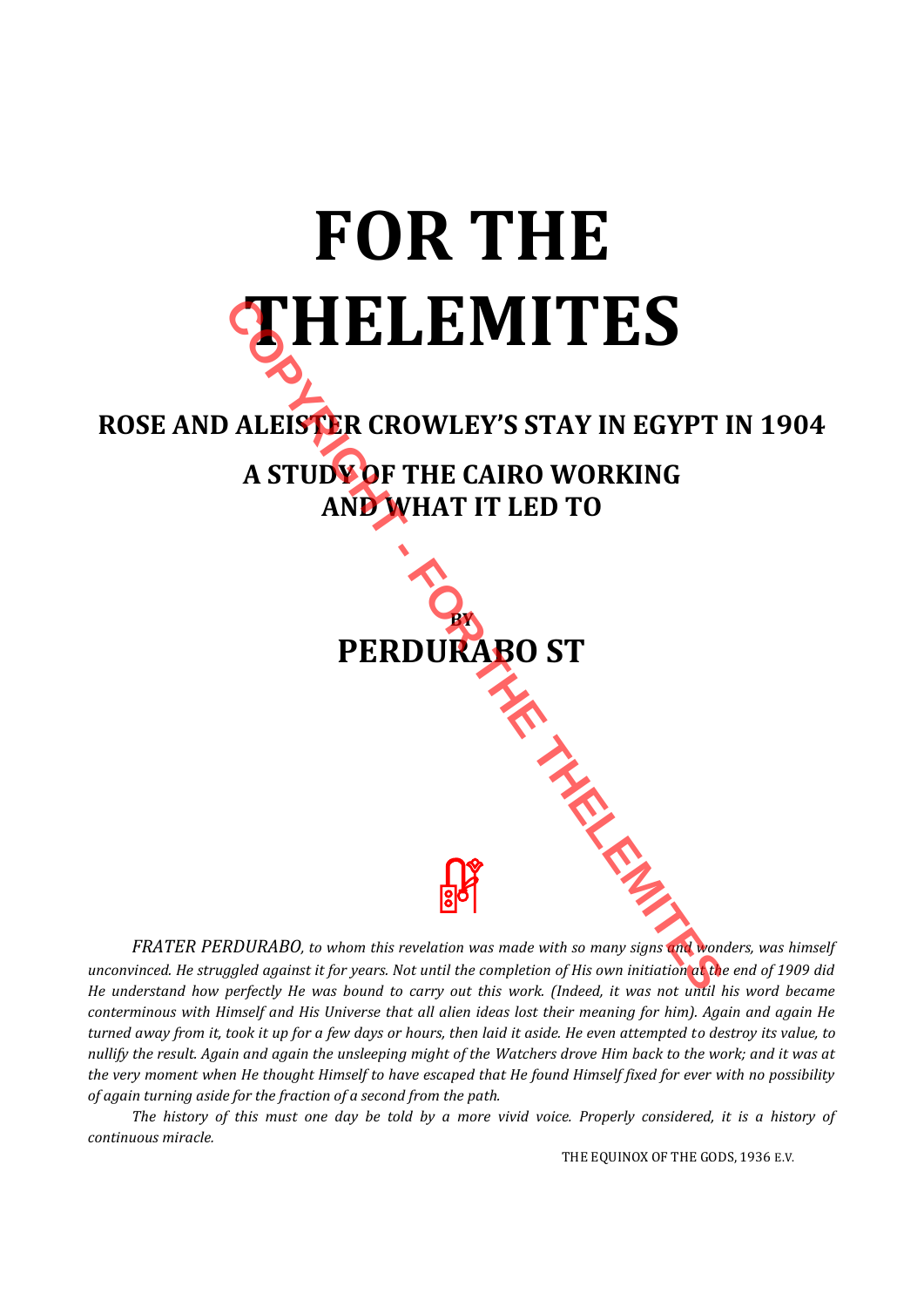# FOR THE THELEMITES

## ROSE AND ALEISTER CROWLEY'S STAY IN EGYPT IN 1904

## A STUDY OF THE CAIRO WORKING AND WHAT IT LED TO

BY

## PERDURABO ST

*FRATER PERDURABO, to whom this revelation was made with so many signs and wonders, was himself unconvinced. He struggled against it for years. Not until the completion of His own initiation at the end of 1909 did He understand how perfectly He was bound to carry out this work. (Indeed, it was not until his word became conterminous with Himself and His Universe that all alien ideas lost their meaning for him). Again and again He turned away from it, took it up for a few days or hours, then laid it aside. He even attempted to destroy its value, to nullify the result. Again and again the unsleeping might of the Watchers drove Him back to the work; and it was at the very moment when He thought Himself to have escaped that He found Himself fixed for ever with no possibility of again turning aside for the fraction of a second from the path.*

*The history of this must one day be told by a more vivid voice. Properly considered, it is a history of continuous miracle.*

THE EQUINOX OF THE GODS, 1936 E.V.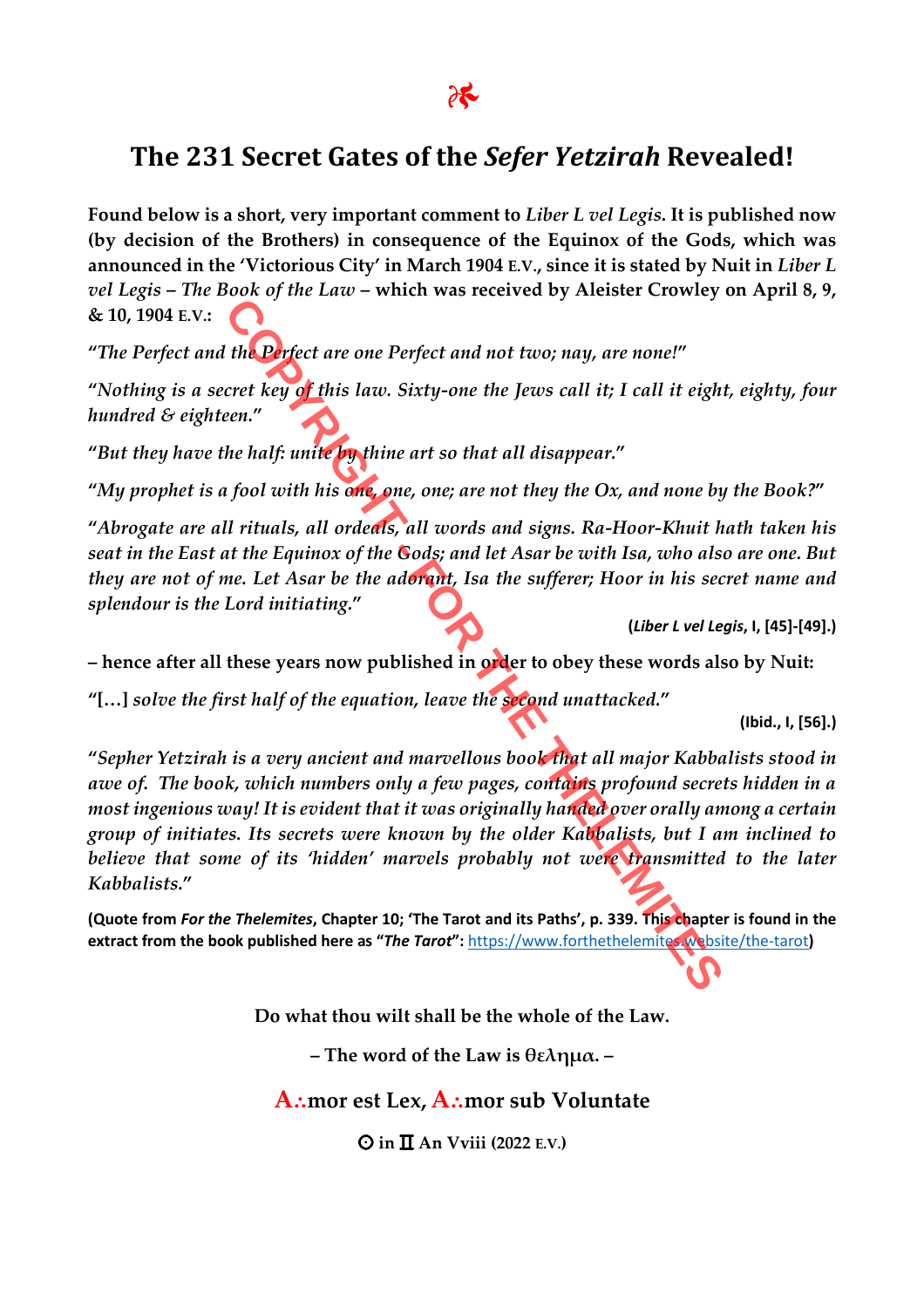❦

# The 231 Secret Gates of the *Sefer Yetzirah* Revealed!

**Found below is a short, very important comment to *Liber L vel Legis*. It is published now (by decision of the Brothers) in consequence of the Equinox of the Gods, which was announced in the 'Victorious City' in March 1904 E.V., since it is stated by Nuit in *Liber L vel Legis – The Book of the Law –* which was received by Aleister Crowley on April 8, 9, & 10, 1904 E.V.:**

"*The Perfect and the Perfect are one Perfect and not two; nay, are none!*"

"*Nothing is a secret key of this law. Sixty-one the Jews call it; I call it eight, eighty, four hundred & eighteen.*"

"*But they have the half: unite by thine art so that all disappear.*"

"*My prophet is a fool with his one, one, one; are not they the Ox, and none by the Book?*"

"*Abrogate are all rituals, all ordeals, all words and signs. Ra-Hoor-Khuit hath taken his seat in the East at the Equinox of the Gods; and let Asar be with Isa, who also are one. But they are not of me. Let Asar be the adorant, Isa the sufferer; Hoor in his secret name and splendour is the Lord initiating.*"

**(*Liber L vel Legis*, I, [45]-[49].)**

**– hence after all these years now published in order to obey these words also by Nuit:**

"[…] *solve the first half of the equation, leave the second unattacked.*"

**(Ibid., I, [56].)**

"*Sepher Yetzirah is a very ancient and marvellous book that all major Kabbalists stood in awe of. The book, which numbers only a few pages, contains profound secrets hidden in a most ingenious way! It is evident that it was originally handed over orally among a certain group of initiates. Its secrets were known by the older Kabbalists, but I am inclined to believe that some of its 'hidden' marvels probably not were transmitted to the later Kabbalists.*"

**(Quote from *For the Thelemites*, Chapter 10; 'The Tarot and its Paths', p. 339. This chapter is found in the extract from the book published here as "*The Tarot*": https://www.forthethelemites.website/the-tarot)**

**Do what thou wilt shall be the whole of the Law.**

**– The word of the Law is θελημα. –**

**A∴mor est Lex, A∴mor sub Voluntate**

**☉ in ♊ An Vviii (2022 E.V.)**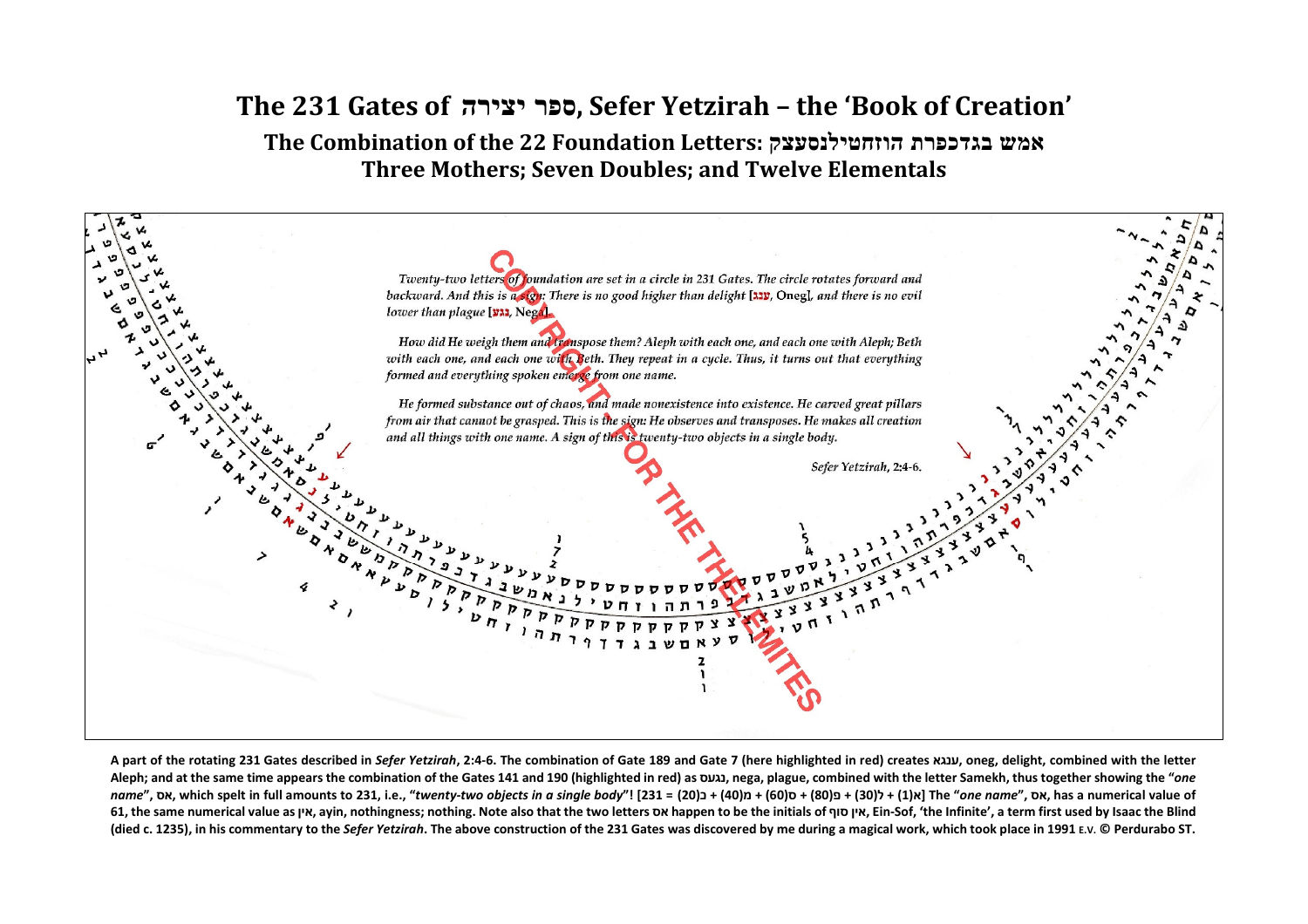# The 231 Gates of ספר יצירה, Sefer Yetzirah – the 'Book of Creation'

## The Combination of the 22 Foundation Letters: אמש בגדכפרת הוזחטילנסעצק

## Three Mothers; Seven Doubles; and Twelve Elementals

*Twenty-two letters of foundation are set in a circle in 231 Gates. The circle rotates forward and backward. And this is a sign: There is no good higher than delight [ענג, Oneg], and there is no evil lower than plague [נגע, Nega].*

*How did He weigh them and transpose them? Aleph with each one, and each one with Aleph; Beth with each one, and each one with Beth. They repeat in a cycle. Thus, it turns out that everything formed and everything spoken emerge from one name.*

*He formed substance out of chaos, and made nonexistence into existence. He carved great pillars from air that cannot be grasped. This is the sign: He observes and transposes. He makes all creation and all things with one name. A sign of this is twenty-two objects in a single body.*

*Sefer Yetzirah, 2:4-6.*

COPYRIGHT FOR THE THELEMITES

**A part of the rotating 231 Gates described in *Sefer Yetzirah*, 2:4-6. The combination of Gate 189 and Gate 7 (here highlighted in red) creates ענגא, oneg, delight, combined with the letter Aleph; and at the same time appears the combination of the Gates 141 and 190 (highlighted in red) as נגעס, nega, plague, combined with the letter Samekh, thus together showing the "*one name*", אס, which spelt in full amounts to 231, i.e., "*twenty-two objects in a single body*"! [231 = (20)כ + (40)מ + (60)ס + (80)פ + (30)ל + (1)א] The "*one name*", אס, has a numerical value of 61, the same numerical value as אין, ayin, nothingness; nothing. Note also that the two letters אס happen to be the initials of אין סוף, Ein-Sof, 'the Infinite', a term first used by Isaac the Blind (died c. 1235), in his commentary to the *Sefer Yetzirah*. The above construction of the 231 Gates was discovered by me during a magical work, which took place in 1991 E.V. © Perdurabo ST.**